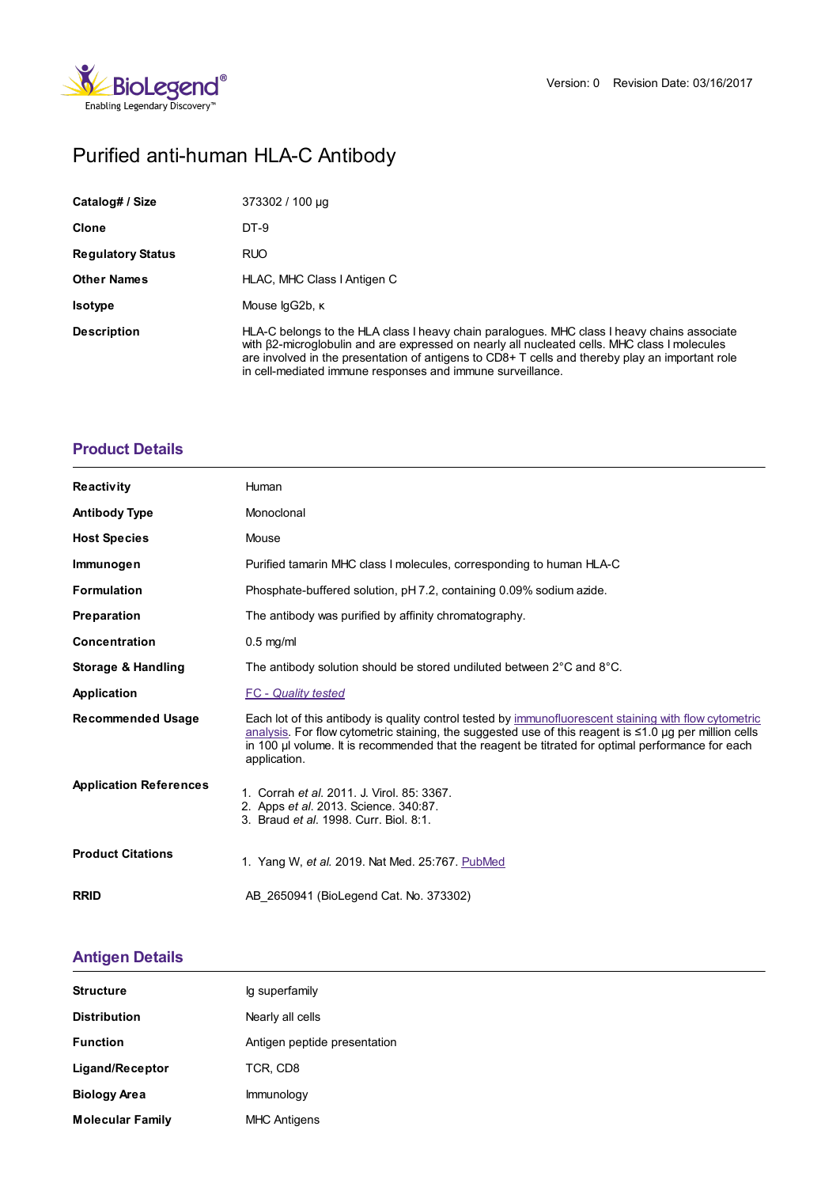Version: 0 Revision Date: 03/16/2017

# Purified anti-human HLA-C Antibody

| | |
|---|---|
| **Catalog# / Size** | 373302 / 100 µg |
| **Clone** | DT-9 |
| **Regulatory Status** | RUO |
| **Other Names** | HLAC, MHC Class I Antigen C |
| **Isotype** | Mouse IgG2b, κ |
| **Description** | HLA-C belongs to the HLA class I heavy chain paralogues. MHC class I heavy chains associate with β2-microglobulin and are expressed on nearly all nucleated cells. MHC class I molecules are involved in the presentation of antigens to CD8+ T cells and thereby play an important role in cell-mediated immune responses and immune surveillance. |

## Product Details

| | |
|---|---|
| **Reactivity** | Human |
| **Antibody Type** | Monoclonal |
| **Host Species** | Mouse |
| **Immunogen** | Purified tamarin MHC class I molecules, corresponding to human HLA-C |
| **Formulation** | Phosphate-buffered solution, pH 7.2, containing 0.09% sodium azide. |
| **Preparation** | The antibody was purified by affinity chromatography. |
| **Concentration** | 0.5 mg/ml |
| **Storage & Handling** | The antibody solution should be stored undiluted between 2°C and 8°C. |
| **Application** | FC - *Quality tested* |
| **Recommended Usage** | Each lot of this antibody is quality control tested by immunofluorescent staining with flow cytometric analysis. For flow cytometric staining, the suggested use of this reagent is ≤1.0 µg per million cells in 100 µl volume. It is recommended that the reagent be titrated for optimal performance for each application. |
| **Application References** | 1. Corrah *et al*. 2011. J. Virol. 85: 3367. 2. Apps *et al*. 2013. Science. 340:87. 3. Braud *et al*. 1998. Curr. Biol. 8:1. |
| **Product Citations** | 1. Yang W, *et al*. 2019. Nat Med. 25:767. PubMed |
| **RRID** | AB_2650941 (BioLegend Cat. No. 373302) |

## Antigen Details

| | |
|---|---|
| **Structure** | Ig superfamily |
| **Distribution** | Nearly all cells |
| **Function** | Antigen peptide presentation |
| **Ligand/Receptor** | TCR, CD8 |
| **Biology Area** | Immunology |
| **Molecular Family** | MHC Antigens |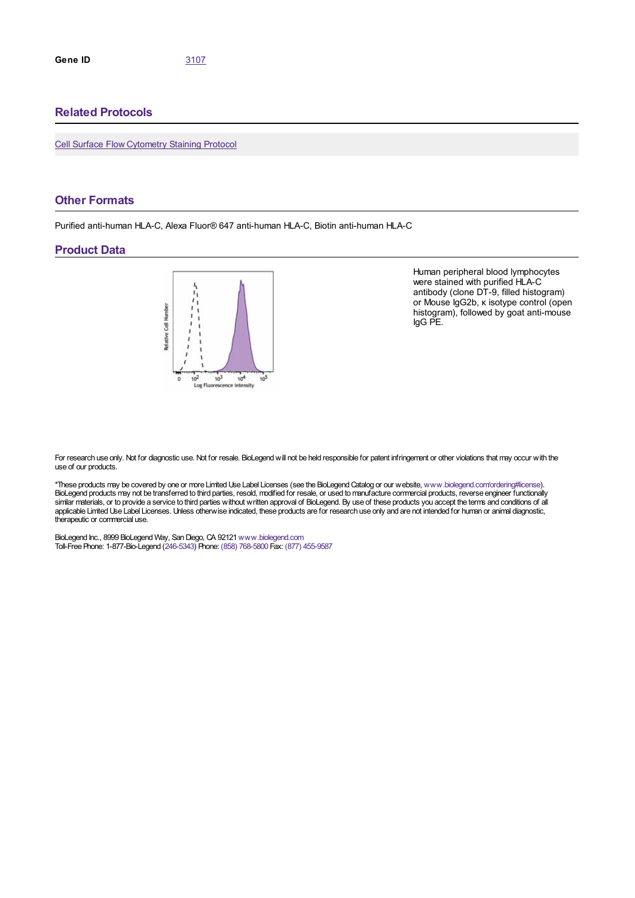**Gene ID** 3107

## Related Protocols

Cell Surface Flow Cytometry Staining Protocol

## Other Formats

Purified anti-human HLA-C, Alexa Fluor® 647 anti-human HLA-C, Biotin anti-human HLA-C

## Product Data

Relative Cell Number

0
$10^2$
$10^3$
$10^4$
$10^5$

Log Fluorescence Intensity

Human peripheral blood lymphocytes were stained with purified HLA-C antibody (clone DT-9, filled histogram) or Mouse IgG2b, κ isotype control (open histogram), followed by goat anti-mouse IgG PE.

For research use only. Not for diagnostic use. Not for resale. BioLegend will not be held responsible for patent infringement or other violations that may occur with the use of our products.

*These products may be covered by one or more Limited Use Label Licenses (see the BioLegend Catalog or our website, www.biolegend.com/ordering#license). BioLegend products may not be transferred to third parties, resold, modified for resale, or used to manufacture commercial products, reverse engineer functionally similar materials, or to provide a service to third parties without written approval of BioLegend. By use of these products you accept the terms and conditions of all applicable Limited Use Label Licenses. Unless otherwise indicated, these products are for research use only and are not intended for human or animal diagnostic, therapeutic or commercial use.

BioLegend Inc., 8999 BioLegend Way, San Diego, CA 92121 www.biolegend.com
Toll-Free Phone: 1-877-Bio-Legend (246-5343) Phone: (858) 768-5800 Fax: (877) 455-9587